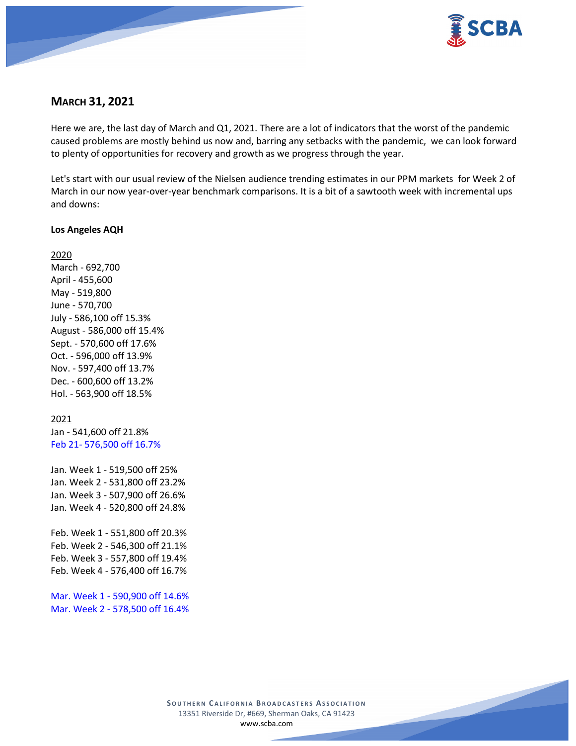## MARCH 31, 2021

Here we are, the last day of March and Q1, 2021. There are a lot of indicators that the worst of the pandemic caused problems are mostly behind us now and, barring any setbacks with the pandemic,  we can look forward to plenty of opportunities for recovery and growth as we progress through the year.

Let's start with our usual review of the Nielsen audience trending estimates in our PPM markets  for Week 2 of March in our now year-over-year benchmark comparisons. It is a bit of a sawtooth week with incremental ups and downs:

**Los Angeles AQH**

2020
March - 692,700
April - 455,600
May - 519,800
June - 570,700
July - 586,100 off 15.3%
August - 586,000 off 15.4%
Sept. - 570,600 off 17.6%
Oct. - 596,000 off 13.9%
Nov. - 597,400 off 13.7%
Dec. - 600,600 off 13.2%
Hol. - 563,900 off 18.5%

2021
Jan - 541,600 off 21.8%
Feb 21- 576,500 off 16.7%

Jan. Week 1 - 519,500 off 25%
Jan. Week 2 - 531,800 off 23.2%
Jan. Week 3 - 507,900 off 26.6%
Jan. Week 4 - 520,800 off 24.8%

Feb. Week 1 - 551,800 off 20.3%
Feb. Week 2 - 546,300 off 21.1%
Feb. Week 3 - 557,800 off 19.4%
Feb. Week 4 - 576,400 off 16.7%

Mar. Week 1 - 590,900 off 14.6%
Mar. Week 2 - 578,500 off 16.4%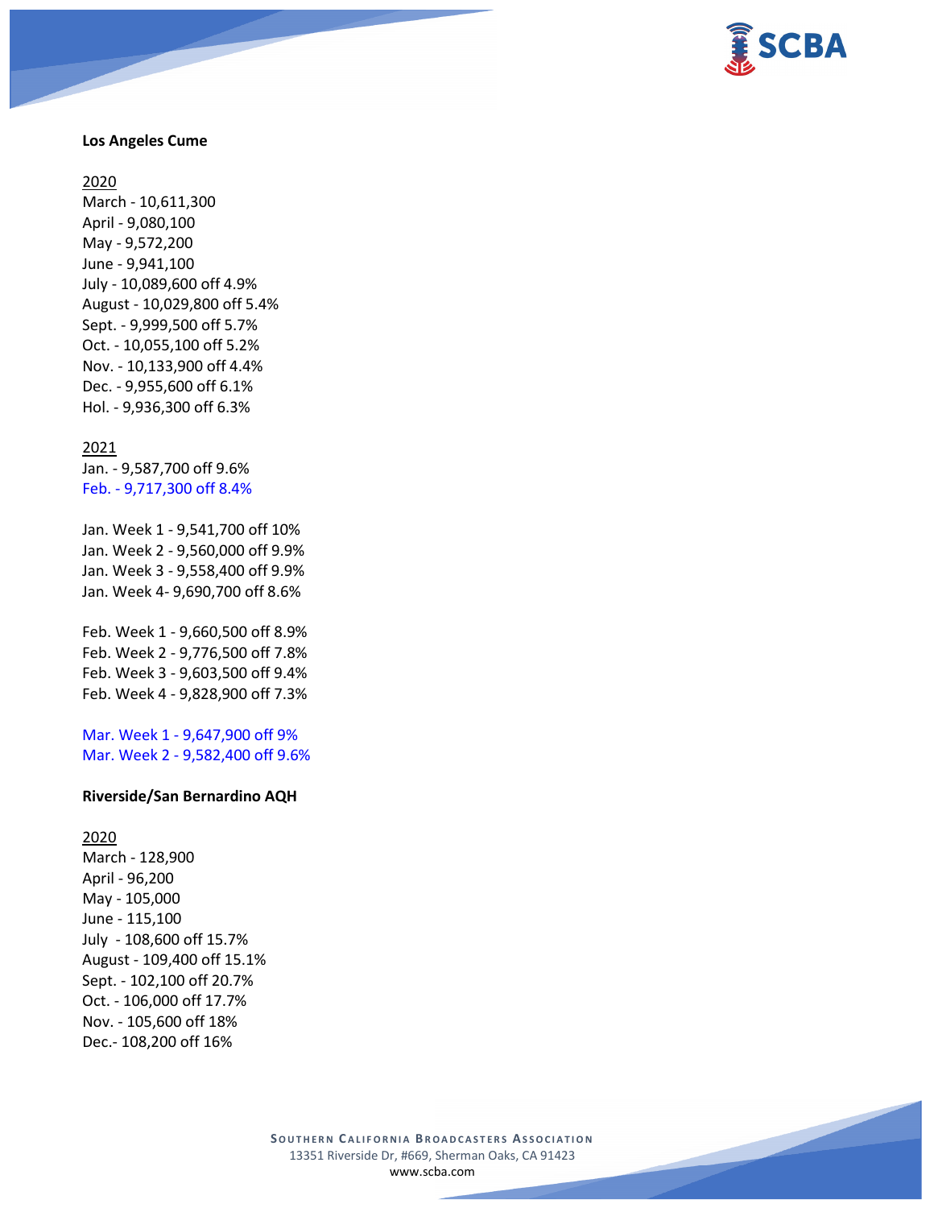**Los Angeles Cume**

2020
March - 10,611,300
April - 9,080,100
May - 9,572,200
June - 9,941,100
July - 10,089,600 off 4.9%
August - 10,029,800 off 5.4%
Sept. - 9,999,500 off 5.7%
Oct. - 10,055,100 off 5.2%
Nov. - 10,133,900 off 4.4%
Dec. - 9,955,600 off 6.1%
Hol. - 9,936,300 off 6.3%

2021
Jan. - 9,587,700 off 9.6%
Feb. - 9,717,300 off 8.4%

Jan. Week 1 - 9,541,700 off 10%
Jan. Week 2 - 9,560,000 off 9.9%
Jan. Week 3 - 9,558,400 off 9.9%
Jan. Week 4- 9,690,700 off 8.6%

Feb. Week 1 - 9,660,500 off 8.9%
Feb. Week 2 - 9,776,500 off 7.8%
Feb. Week 3 - 9,603,500 off 9.4%
Feb. Week 4 - 9,828,900 off 7.3%

Mar. Week 1 - 9,647,900 off 9%
Mar. Week 2 - 9,582,400 off 9.6%

**Riverside/San Bernardino AQH**

2020
March - 128,900
April - 96,200
May - 105,000
June - 115,100
July - 108,600 off 15.7%
August - 109,400 off 15.1%
Sept. - 102,100 off 20.7%
Oct. - 106,000 off 17.7%
Nov. - 105,600 off 18%
Dec.- 108,200 off 16%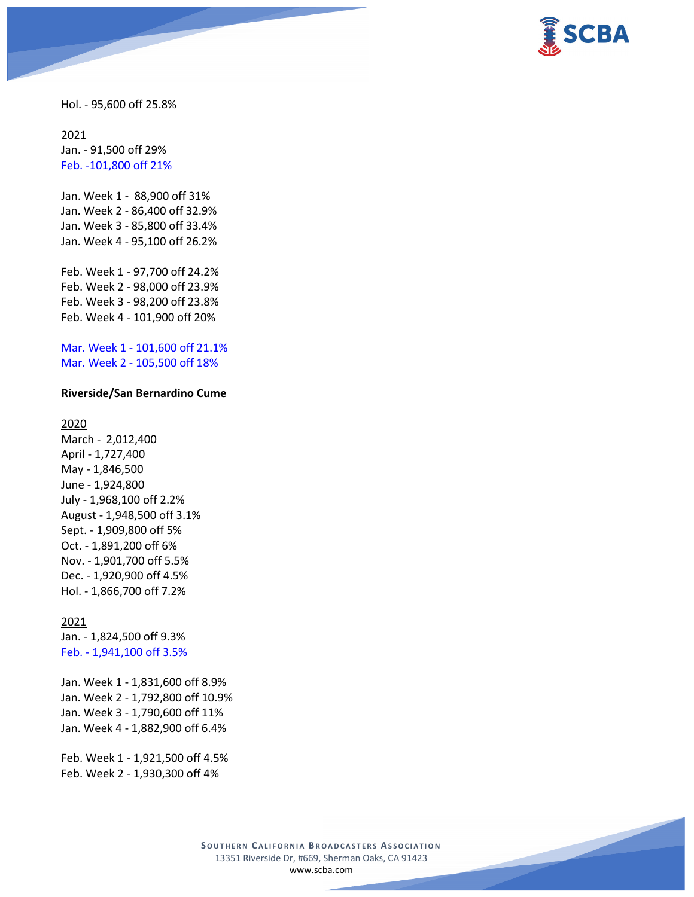Hol. - 95,600 off 25.8%

<u>2021</u>
Jan. - 91,500 off 29%
Feb. -101,800 off 21%

Jan. Week 1 - 88,900 off 31%
Jan. Week 2 - 86,400 off 32.9%
Jan. Week 3 - 85,800 off 33.4%
Jan. Week 4 - 95,100 off 26.2%

Feb. Week 1 - 97,700 off 24.2%
Feb. Week 2 - 98,000 off 23.9%
Feb. Week 3 - 98,200 off 23.8%
Feb. Week 4 - 101,900 off 20%

Mar. Week 1 - 101,600 off 21.1%
Mar. Week 2 - 105,500 off 18%

**Riverside/San Bernardino Cume**

<u>2020</u>
March - 2,012,400
April - 1,727,400
May - 1,846,500
June - 1,924,800
July - 1,968,100 off 2.2%
August - 1,948,500 off 3.1%
Sept. - 1,909,800 off 5%
Oct. - 1,891,200 off 6%
Nov. - 1,901,700 off 5.5%
Dec. - 1,920,900 off 4.5%
Hol. - 1,866,700 off 7.2%

<u>2021</u>
Jan. - 1,824,500 off 9.3%
Feb. - 1,941,100 off 3.5%

Jan. Week 1 - 1,831,600 off 8.9%
Jan. Week 2 - 1,792,800 off 10.9%
Jan. Week 3 - 1,790,600 off 11%
Jan. Week 4 - 1,882,900 off 6.4%

Feb. Week 1 - 1,921,500 off 4.5%
Feb. Week 2 - 1,930,300 off 4%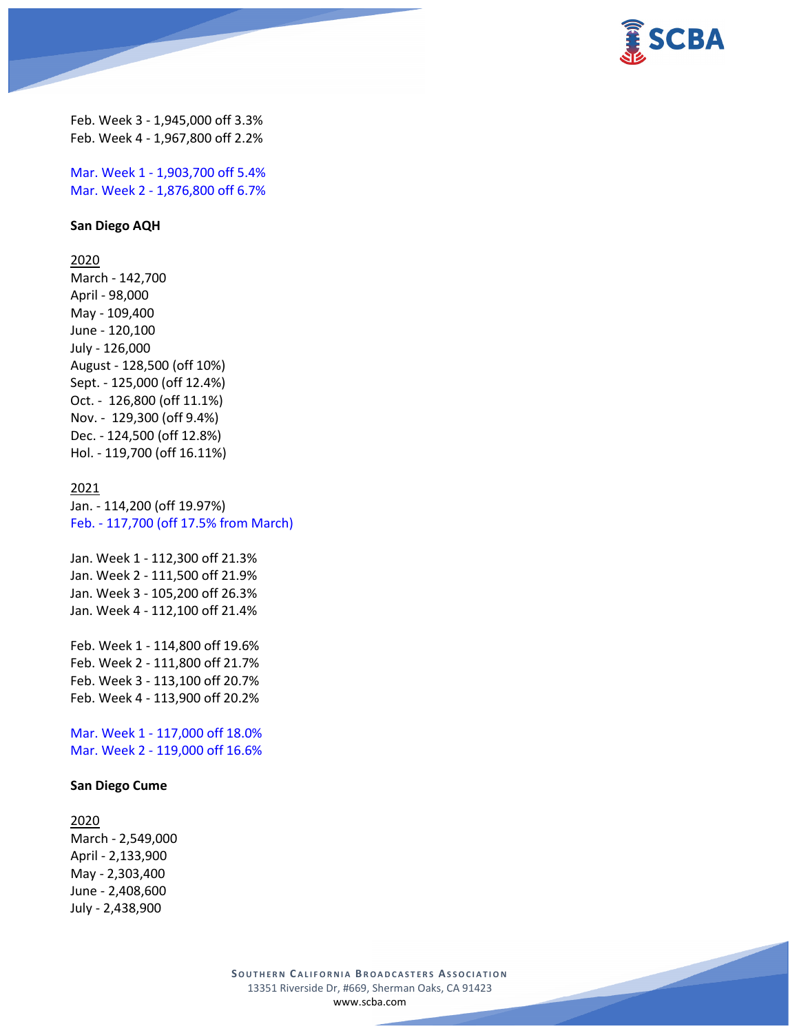Feb. Week 3 - 1,945,000 off 3.3%
Feb. Week 4 - 1,967,800 off 2.2%

Mar. Week 1 - 1,903,700 off 5.4%
Mar. Week 2 - 1,876,800 off 6.7%

**San Diego AQH**

2020
March - 142,700
April - 98,000
May - 109,400
June - 120,100
July - 126,000
August - 128,500 (off 10%)
Sept. - 125,000 (off 12.4%)
Oct. - 126,800 (off 11.1%)
Nov. - 129,300 (off 9.4%)
Dec. - 124,500 (off 12.8%)
Hol. - 119,700 (off 16.11%)

2021
Jan. - 114,200 (off 19.97%)
Feb. - 117,700 (off 17.5% from March)

Jan. Week 1 - 112,300 off 21.3%
Jan. Week 2 - 111,500 off 21.9%
Jan. Week 3 - 105,200 off 26.3%
Jan. Week 4 - 112,100 off 21.4%

Feb. Week 1 - 114,800 off 19.6%
Feb. Week 2 - 111,800 off 21.7%
Feb. Week 3 - 113,100 off 20.7%
Feb. Week 4 - 113,900 off 20.2%

Mar. Week 1 - 117,000 off 18.0%
Mar. Week 2 - 119,000 off 16.6%

**San Diego Cume**

2020
March - 2,549,000
April - 2,133,900
May - 2,303,400
June - 2,408,600
July - 2,438,900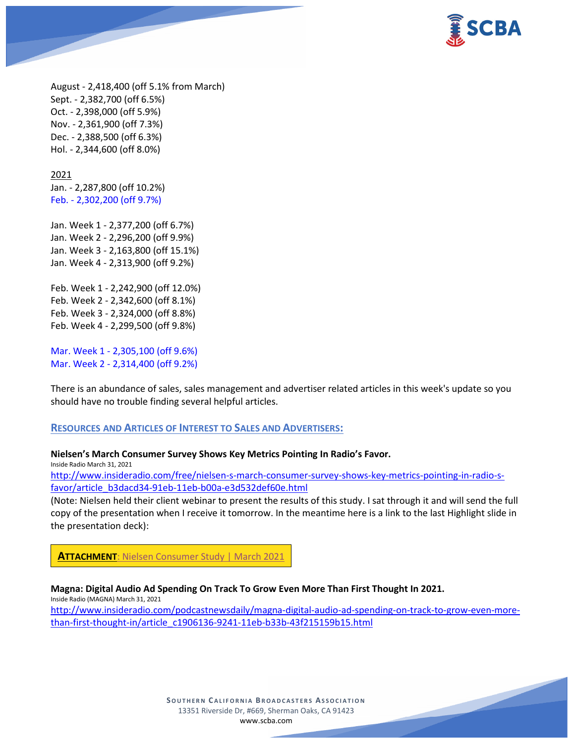August - 2,418,400 (off 5.1% from March)
Sept. - 2,382,700 (off 6.5%)
Oct. - 2,398,000 (off 5.9%)
Nov. - 2,361,900 (off 7.3%)
Dec. - 2,388,500 (off 6.3%)
Hol. - 2,344,600 (off 8.0%)

2021
Jan. - 2,287,800 (off 10.2%)
Feb. - 2,302,200 (off 9.7%)

Jan. Week 1 - 2,377,200 (off 6.7%)
Jan. Week 2 - 2,296,200 (off 9.9%)
Jan. Week 3 - 2,163,800 (off 15.1%)
Jan. Week 4 - 2,313,900 (off 9.2%)

Feb. Week 1 - 2,242,900 (off 12.0%)
Feb. Week 2 - 2,342,600 (off 8.1%)
Feb. Week 3 - 2,324,000 (off 8.8%)
Feb. Week 4 - 2,299,500 (off 9.8%)

Mar. Week 1 - 2,305,100 (off 9.6%)
Mar. Week 2 - 2,314,400 (off 9.2%)

There is an abundance of sales, sales management and advertiser related articles in this week's update so you should have no trouble finding several helpful articles.

## RESOURCES AND ARTICLES OF INTEREST TO SALES AND ADVERTISERS:

**Nielsen's March Consumer Survey Shows Key Metrics Pointing In Radio's Favor.**
Inside Radio March 31, 2021
http://www.insideradio.com/free/nielsen-s-march-consumer-survey-shows-key-metrics-pointing-in-radio-s-favor/article_b3dacd34-91eb-11eb-b00a-e3d532def60e.html
(Note: Nielsen held their client webinar to present the results of this study. I sat through it and will send the full copy of the presentation when I receive it tomorrow. In the meantime here is a link to the last Highlight slide in the presentation deck):

**ATTACHMENT**: Nielsen Consumer Study | March 2021

**Magna: Digital Audio Ad Spending On Track To Grow Even More Than First Thought In 2021.**
Inside Radio (MAGNA) March 31, 2021
http://www.insideradio.com/podcastnewsdaily/magna-digital-audio-ad-spending-on-track-to-grow-even-more-than-first-thought-in/article_c1906136-9241-11eb-b33b-43f215159b15.html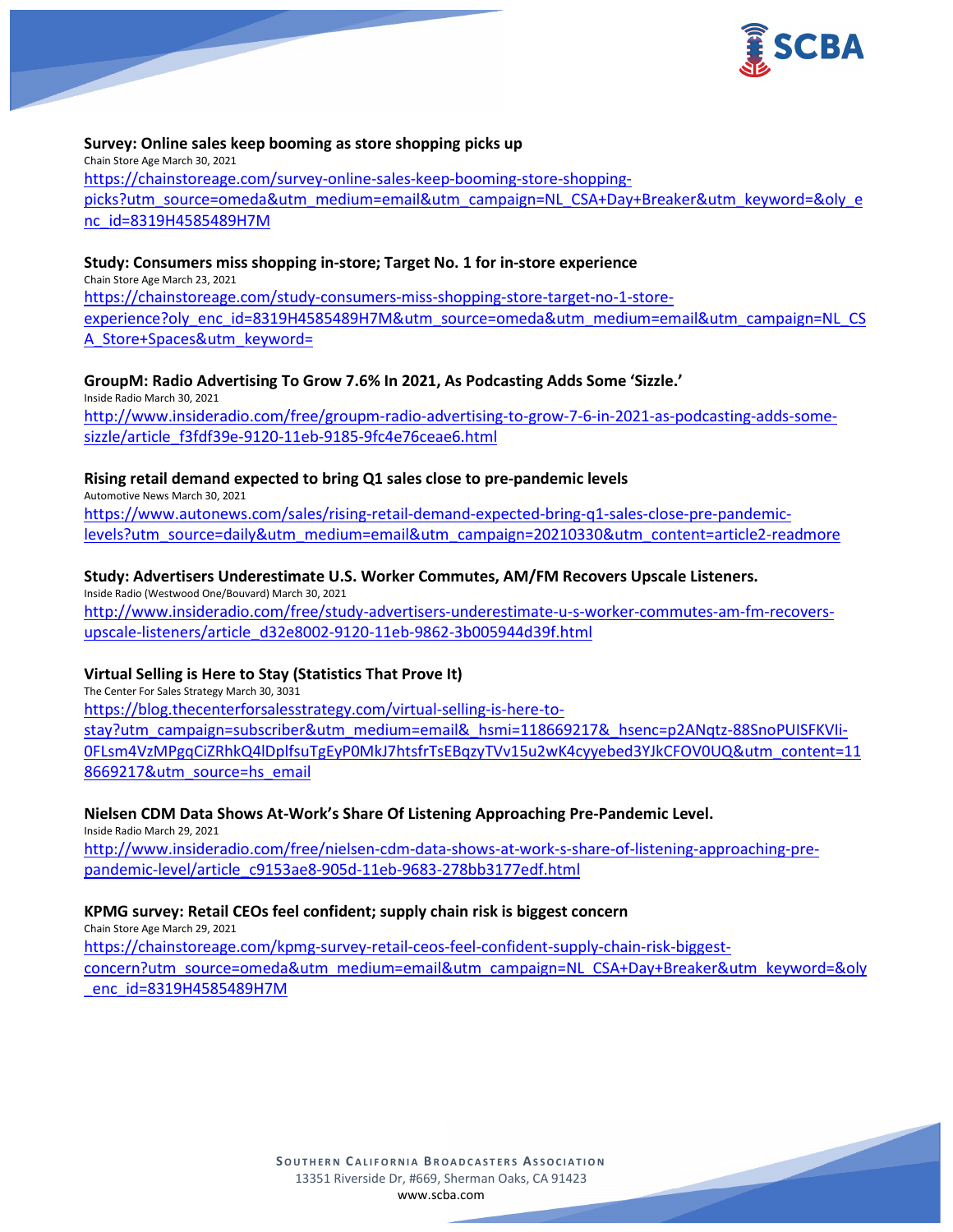**Survey: Online sales keep booming as store shopping picks up**
Chain Store Age March 30, 2021
https://chainstoreage.com/survey-online-sales-keep-booming-store-shopping-picks?utm_source=omeda&utm_medium=email&utm_campaign=NL_CSA+Day+Breaker&utm_keyword=&oly_enc_id=8319H4585489H7M

**Study: Consumers miss shopping in-store; Target No. 1 for in-store experience**
Chain Store Age March 23, 2021
https://chainstoreage.com/study-consumers-miss-shopping-store-target-no-1-store-experience?oly_enc_id=8319H4585489H7M&utm_source=omeda&utm_medium=email&utm_campaign=NL_CSA_Store+Spaces&utm_keyword=

**GroupM: Radio Advertising To Grow 7.6% In 2021, As Podcasting Adds Some 'Sizzle.'**
Inside Radio March 30, 2021
http://www.insideradio.com/free/groupm-radio-advertising-to-grow-7-6-in-2021-as-podcasting-adds-some-sizzle/article_f3fdf39e-9120-11eb-9185-9fc4e76ceae6.html

**Rising retail demand expected to bring Q1 sales close to pre-pandemic levels**
Automotive News March 30, 2021
https://www.autonews.com/sales/rising-retail-demand-expected-bring-q1-sales-close-pre-pandemic-levels?utm_source=daily&utm_medium=email&utm_campaign=20210330&utm_content=article2-readmore

**Study: Advertisers Underestimate U.S. Worker Commutes, AM/FM Recovers Upscale Listeners.**
Inside Radio (Westwood One/Bouvard) March 30, 2021
http://www.insideradio.com/free/study-advertisers-underestimate-u-s-worker-commutes-am-fm-recovers-upscale-listeners/article_d32e8002-9120-11eb-9862-3b005944d39f.html

**Virtual Selling is Here to Stay (Statistics That Prove It)**
The Center For Sales Strategy March 30, 3031
https://blog.thecenterforsalesstrategy.com/virtual-selling-is-here-to-stay?utm_campaign=subscriber&utm_medium=email&_hsmi=118669217&_hsenc=p2ANqtz-88SnoPUISFKVIi-0FLsm4VzMPgqCiZRhkQ4lDplfsuTgEyP0MkJ7htsfrTsEBqzyTVv15u2wK4cyyebed3YJkCFOV0UQ&utm_content=118669217&utm_source=hs_email

**Nielsen CDM Data Shows At-Work's Share Of Listening Approaching Pre-Pandemic Level.**
Inside Radio March 29, 2021
http://www.insideradio.com/free/nielsen-cdm-data-shows-at-work-s-share-of-listening-approaching-pre-pandemic-level/article_c9153ae8-905d-11eb-9683-278bb3177edf.html

**KPMG survey: Retail CEOs feel confident; supply chain risk is biggest concern**
Chain Store Age March 29, 2021
https://chainstoreage.com/kpmg-survey-retail-ceos-feel-confident-supply-chain-risk-biggest-concern?utm_source=omeda&utm_medium=email&utm_campaign=NL_CSA+Day+Breaker&utm_keyword=&oly_enc_id=8319H4585489H7M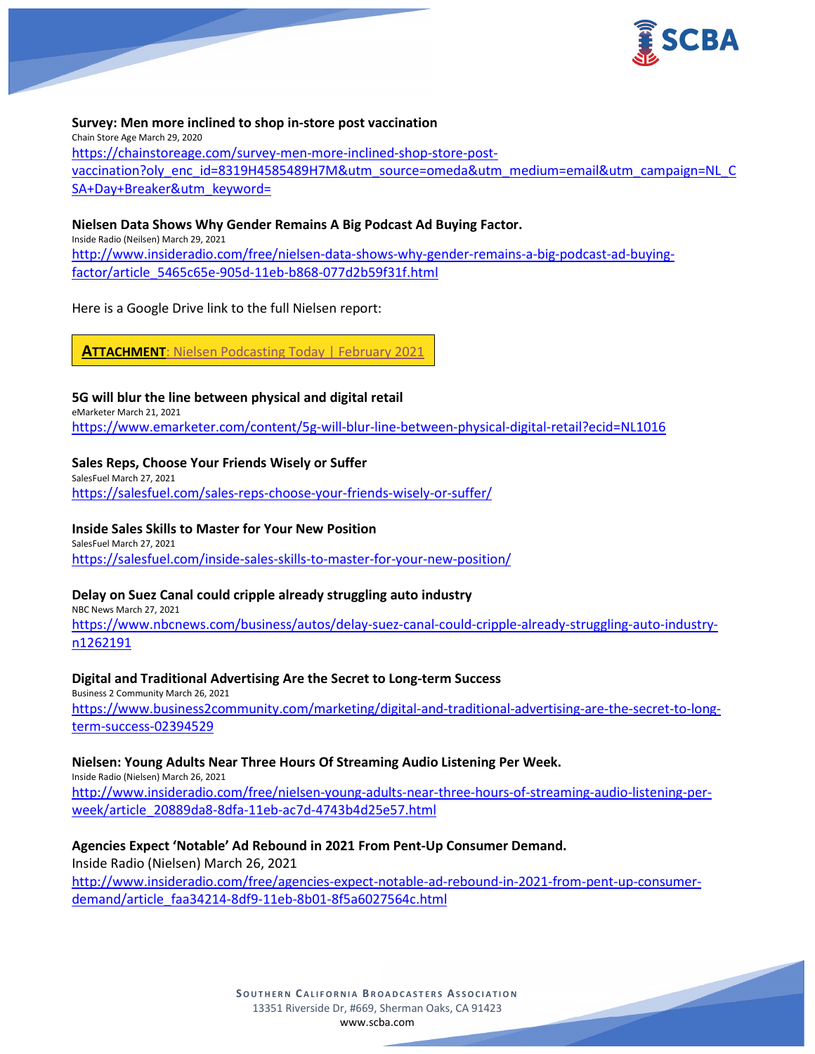**Survey: Men more inclined to shop in-store post vaccination**
Chain Store Age March 29, 2020
https://chainstoreage.com/survey-men-more-inclined-shop-store-post-vaccination?oly_enc_id=8319H4585489H7M&utm_source=omeda&utm_medium=email&utm_campaign=NL_CSA+Day+Breaker&utm_keyword=

**Nielsen Data Shows Why Gender Remains A Big Podcast Ad Buying Factor.**
Inside Radio (Neilsen) March 29, 2021
http://www.insideradio.com/free/nielsen-data-shows-why-gender-remains-a-big-podcast-ad-buying-factor/article_5465c65e-905d-11eb-b868-077d2b59f31f.html

Here is a Google Drive link to the full Nielsen report:

**ATTACHMENT**: Nielsen Podcasting Today | February 2021

**5G will blur the line between physical and digital retail**
eMarketer March 21, 2021
https://www.emarketer.com/content/5g-will-blur-line-between-physical-digital-retail?ecid=NL1016

**Sales Reps, Choose Your Friends Wisely or Suffer**
SalesFuel March 27, 2021
https://salesfuel.com/sales-reps-choose-your-friends-wisely-or-suffer/

**Inside Sales Skills to Master for Your New Position**
SalesFuel March 27, 2021
https://salesfuel.com/inside-sales-skills-to-master-for-your-new-position/

**Delay on Suez Canal could cripple already struggling auto industry**
NBC News March 27, 2021
https://www.nbcnews.com/business/autos/delay-suez-canal-could-cripple-already-struggling-auto-industry-n1262191

**Digital and Traditional Advertising Are the Secret to Long-term Success**
Business 2 Community March 26, 2021
https://www.business2community.com/marketing/digital-and-traditional-advertising-are-the-secret-to-long-term-success-02394529

**Nielsen: Young Adults Near Three Hours Of Streaming Audio Listening Per Week.**
Inside Radio (Nielsen) March 26, 2021
http://www.insideradio.com/free/nielsen-young-adults-near-three-hours-of-streaming-audio-listening-per-week/article_20889da8-8dfa-11eb-ac7d-4743b4d25e57.html

**Agencies Expect 'Notable' Ad Rebound in 2021 From Pent-Up Consumer Demand.**
Inside Radio (Nielsen) March 26, 2021
http://www.insideradio.com/free/agencies-expect-notable-ad-rebound-in-2021-from-pent-up-consumer-demand/article_faa34214-8df9-11eb-8b01-8f5a6027564c.html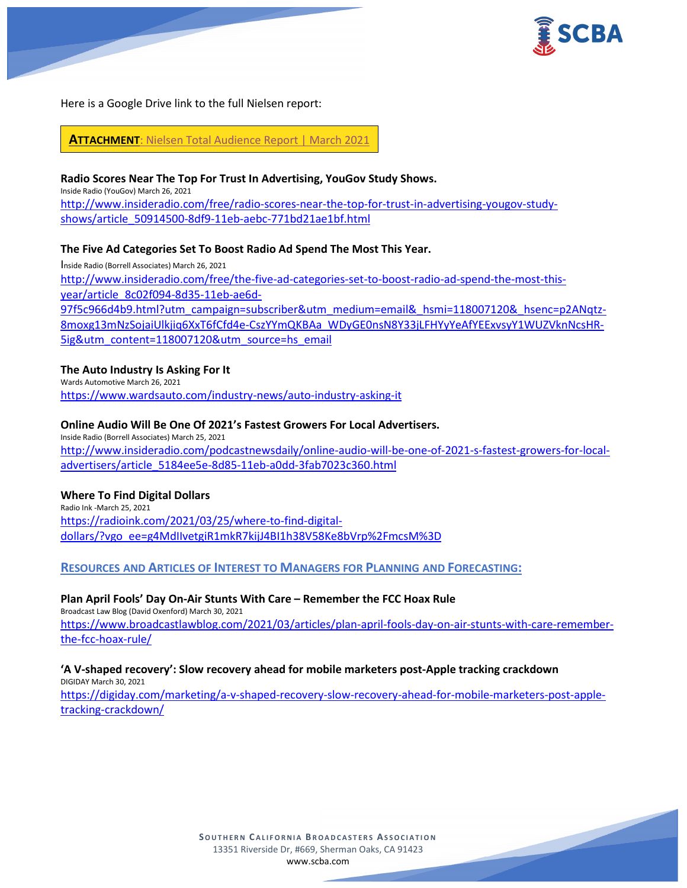Here is a Google Drive link to the full Nielsen report:

**ATTACHMENT**: Nielsen Total Audience Report | March 2021

**Radio Scores Near The Top For Trust In Advertising, YouGov Study Shows.**
Inside Radio (YouGov) March 26, 2021
http://www.insideradio.com/free/radio-scores-near-the-top-for-trust-in-advertising-yougov-study-shows/article_50914500-8df9-11eb-aebc-771bd21ae1bf.html

**The Five Ad Categories Set To Boost Radio Ad Spend The Most This Year.**
Inside Radio (Borrell Associates) March 26, 2021
http://www.insideradio.com/free/the-five-ad-categories-set-to-boost-radio-ad-spend-the-most-this-year/article_8c02f094-8d35-11eb-ae6d-97f5c966d4b9.html?utm_campaign=subscriber&utm_medium=email&_hsmi=118007120&_hsenc=p2ANqtz-8moxg13mNzSojaiUlkjiq6XxT6fCfd4e-CszYYmQKBAa_WDyGE0nsN8Y33jLFHYyYeAfYEExvsyY1WUZVknNcsHR-5ig&utm_content=118007120&utm_source=hs_email

**The Auto Industry Is Asking For It**
Wards Automotive March 26, 2021
https://www.wardsauto.com/industry-news/auto-industry-asking-it

**Online Audio Will Be One Of 2021's Fastest Growers For Local Advertisers.**
Inside Radio (Borrell Associates) March 25, 2021
http://www.insideradio.com/podcastnewsdaily/online-audio-will-be-one-of-2021-s-fastest-growers-for-local-advertisers/article_5184ee5e-8d85-11eb-a0dd-3fab7023c360.html

**Where To Find Digital Dollars**
Radio Ink -March 25, 2021
https://radioink.com/2021/03/25/where-to-find-digital-dollars/?vgo_ee=g4MdIlvetgiR1mkR7kijJ4BI1h38V58Ke8bVrp%2FmcsM%3D

## RESOURCES AND ARTICLES OF INTEREST TO MANAGERS FOR PLANNING AND FORECASTING:

**Plan April Fools' Day On-Air Stunts With Care – Remember the FCC Hoax Rule**
Broadcast Law Blog (David Oxenford) March 30, 2021
https://www.broadcastlawblog.com/2021/03/articles/plan-april-fools-day-on-air-stunts-with-care-remember-the-fcc-hoax-rule/

**'A V-shaped recovery': Slow recovery ahead for mobile marketers post-Apple tracking crackdown**
DIGIDAY March 30, 2021
https://digiday.com/marketing/a-v-shaped-recovery-slow-recovery-ahead-for-mobile-marketers-post-apple-tracking-crackdown/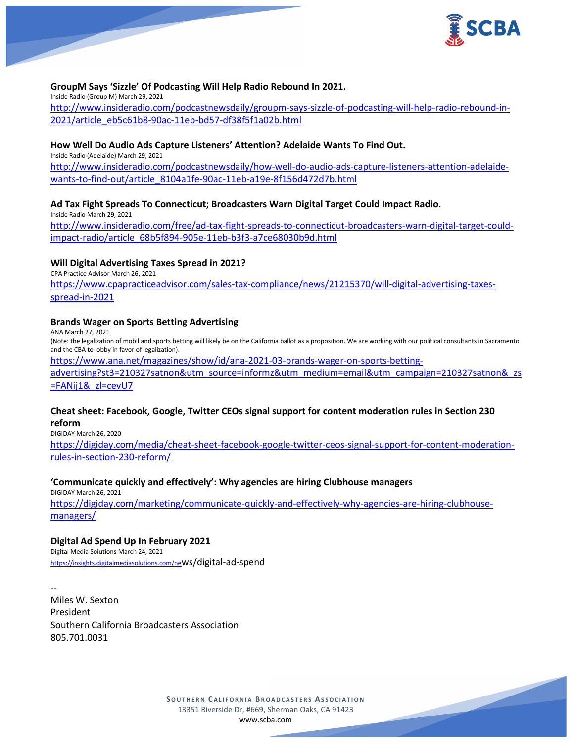**GroupM Says 'Sizzle' Of Podcasting Will Help Radio Rebound In 2021.**
Inside Radio (Group M) March 29, 2021
http://www.insideradio.com/podcastnewsdaily/groupm-says-sizzle-of-podcasting-will-help-radio-rebound-in-2021/article_eb5c61b8-90ac-11eb-bd57-df38f5f1a02b.html

**How Well Do Audio Ads Capture Listeners' Attention? Adelaide Wants To Find Out.**
Inside Radio (Adelaide) March 29, 2021
http://www.insideradio.com/podcastnewsdaily/how-well-do-audio-ads-capture-listeners-attention-adelaide-wants-to-find-out/article_8104a1fe-90ac-11eb-a19e-8f156d472d7b.html

**Ad Tax Fight Spreads To Connecticut; Broadcasters Warn Digital Target Could Impact Radio.**
Inside Radio March 29, 2021
http://www.insideradio.com/free/ad-tax-fight-spreads-to-connecticut-broadcasters-warn-digital-target-could-impact-radio/article_68b5f894-905e-11eb-b3f3-a7ce68030b9d.html

**Will Digital Advertising Taxes Spread in 2021?**
CPA Practice Advisor March 26, 2021
https://www.cpapracticeadvisor.com/sales-tax-compliance/news/21215370/will-digital-advertising-taxes-spread-in-2021

**Brands Wager on Sports Betting Advertising**
ANA March 27, 2021
(Note: the legalization of mobil and sports betting will likely be on the California ballot as a proposition. We are working with our political consultants in Sacramento and the CBA to lobby in favor of legalization).
https://www.ana.net/magazines/show/id/ana-2021-03-brands-wager-on-sports-betting-advertising?st3=210327satnon&utm_source=informz&utm_medium=email&utm_campaign=210327satnon&_zs=FANij1&_zl=cevU7

**Cheat sheet: Facebook, Google, Twitter CEOs signal support for content moderation rules in Section 230 reform**
DIGIDAY March 26, 2020
https://digiday.com/media/cheat-sheet-facebook-google-twitter-ceos-signal-support-for-content-moderation-rules-in-section-230-reform/

**'Communicate quickly and effectively': Why agencies are hiring Clubhouse managers**
DIGIDAY March 26, 2021
https://digiday.com/marketing/communicate-quickly-and-effectively-why-agencies-are-hiring-clubhouse-managers/

**Digital Ad Spend Up In February 2021**
Digital Media Solutions March 24, 2021
https://insights.digitalmediasolutions.com/news/digital-ad-spend

--
Miles W. Sexton
President
Southern California Broadcasters Association
805.701.0031